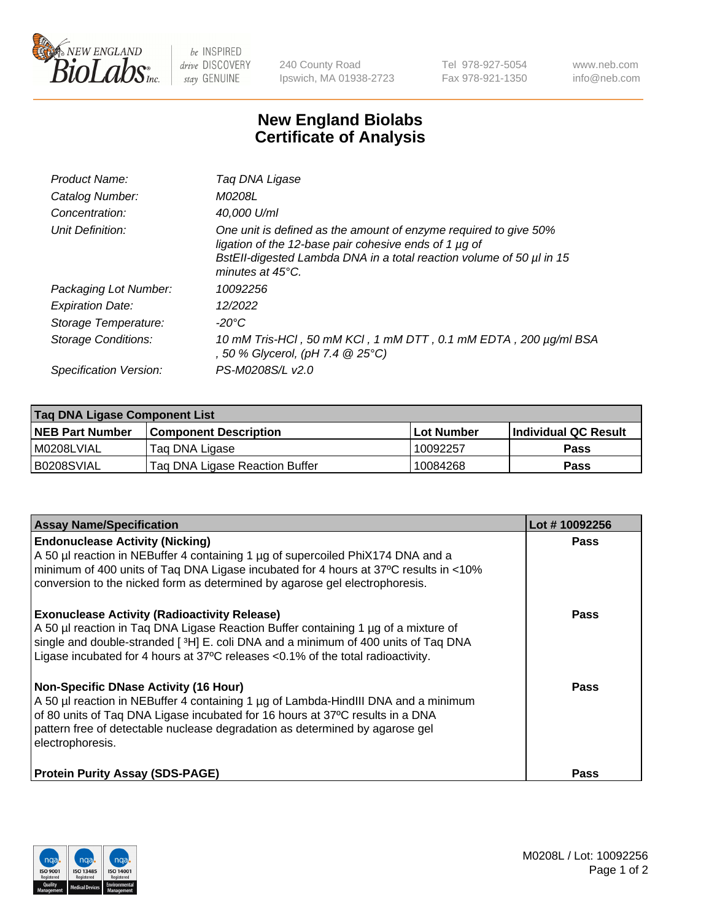240 County Road
Ipswich, MA 01938-2723

Tel 978-927-5054
Fax 978-921-1350

www.neb.com
info@neb.com

# New England Biolabs
# Certificate of Analysis

| | |
|---|---|
| *Product Name:* | *Taq DNA Ligase* |
| *Catalog Number:* | *M0208L* |
| *Concentration:* | *40,000 U/ml* |
| *Unit Definition:* | *One unit is defined as the amount of enzyme required to give 50% ligation of the 12-base pair cohesive ends of 1 µg of BstEII-digested Lambda DNA in a total reaction volume of 50 µl in 15 minutes at 45°C.* |
| *Packaging Lot Number:* | *10092256* |
| *Expiration Date:* | *12/2022* |
| *Storage Temperature:* | *-20°C* |
| *Storage Conditions:* | *10 mM Tris-HCl , 50 mM KCl , 1 mM DTT , 0.1 mM EDTA , 200 µg/ml BSA , 50 % Glycerol, (pH 7.4 @ 25°C)* |
| *Specification Version:* | *PS-M0208S/L v2.0* |

| Taq DNA Ligase Component List | | | |
|---|---|---|---|
| **NEB Part Number** | **Component Description** | **Lot Number** | **Individual QC Result** |
| M0208LVIAL | Taq DNA Ligase | 10092257 | **Pass** |
| B0208SVIAL | Taq DNA Ligase Reaction Buffer | 10084268 | **Pass** |

| Assay Name/Specification | Lot # 10092256 |
|---|---|
| **Endonuclease Activity (Nicking)**<br>A 50 µl reaction in NEBuffer 4 containing 1 µg of supercoiled PhiX174 DNA and a minimum of 400 units of Taq DNA Ligase incubated for 4 hours at 37ºC results in <10% conversion to the nicked form as determined by agarose gel electrophoresis. | **Pass** |
| **Exonuclease Activity (Radioactivity Release)**<br>A 50 µl reaction in Taq DNA Ligase Reaction Buffer containing 1 µg of a mixture of single and double-stranded [ $^{3}$H] E. coli DNA and a minimum of 400 units of Taq DNA Ligase incubated for 4 hours at 37ºC releases <0.1% of the total radioactivity. | **Pass** |
| **Non-Specific DNase Activity (16 Hour)**<br>A 50 µl reaction in NEBuffer 4 containing 1 µg of Lambda-HindIII DNA and a minimum of 80 units of Taq DNA Ligase incubated for 16 hours at 37ºC results in a DNA pattern free of detectable nuclease degradation as determined by agarose gel electrophoresis. | **Pass** |
| **Protein Purity Assay (SDS-PAGE)** | **Pass** |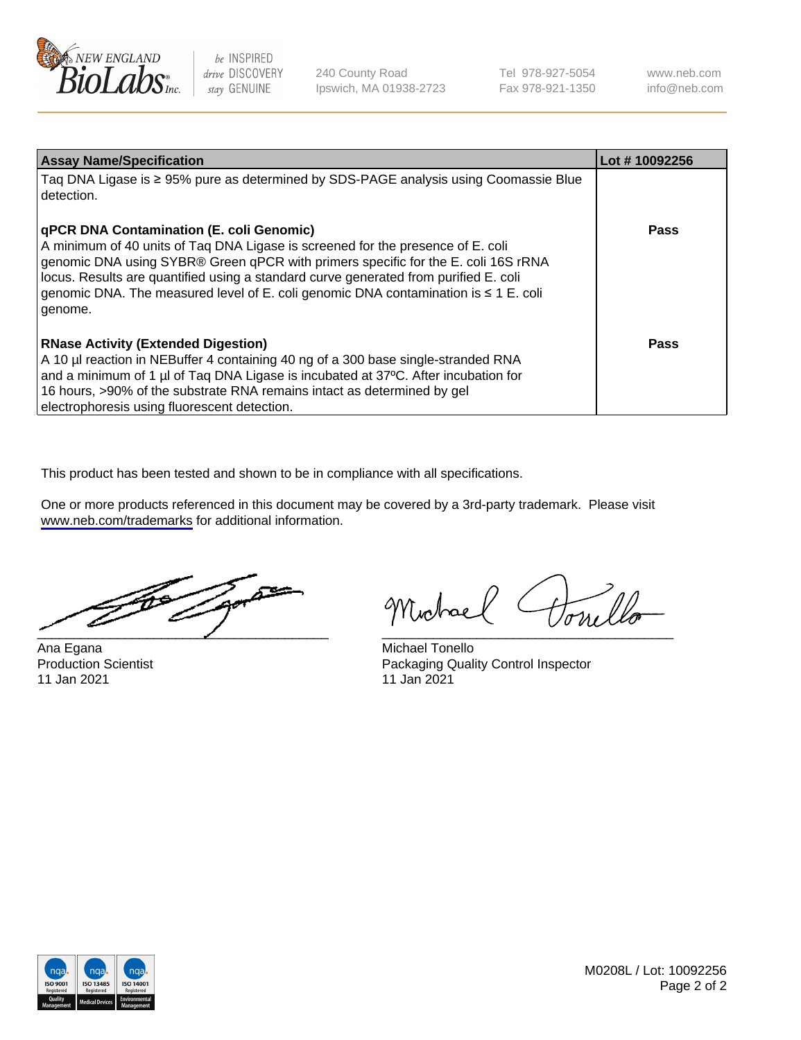NEW ENGLAND BioLabs Inc. — be INSPIRED drive DISCOVERY stay GENUINE

240 County Road
Ipswich, MA 01938-2723

Tel 978-927-5054
Fax 978-921-1350

www.neb.com
info@neb.com

| Assay Name/Specification | Lot # 10092256 |
| --- | --- |
| Taq DNA Ligase is ≥ 95% pure as determined by SDS-PAGE analysis using Coomassie Blue detection. | |
| **qPCR DNA Contamination (E. coli Genomic)**<br>A minimum of 40 units of Taq DNA Ligase is screened for the presence of E. coli genomic DNA using SYBR® Green qPCR with primers specific for the E. coli 16S rRNA locus. Results are quantified using a standard curve generated from purified E. coli genomic DNA. The measured level of E. coli genomic DNA contamination is ≤ 1 E. coli genome. | **Pass** |
| **RNase Activity (Extended Digestion)**<br>A 10 µl reaction in NEBuffer 4 containing 40 ng of a 300 base single-stranded RNA and a minimum of 1 µl of Taq DNA Ligase is incubated at 37ºC. After incubation for 16 hours, >90% of the substrate RNA remains intact as determined by gel electrophoresis using fluorescent detection. | **Pass** |

This product has been tested and shown to be in compliance with all specifications.

One or more products referenced in this document may be covered by a 3rd-party trademark. Please visit www.neb.com/trademarks for additional information.

Ana Egana
Production Scientist
11 Jan 2021

Michael Tonello
Packaging Quality Control Inspector
11 Jan 2021

ISO 9001 Registered Quality Management | ISO 13485 Registered Medical Devices | ISO 14001 Registered Environmental Management

M0208L / Lot: 10092256